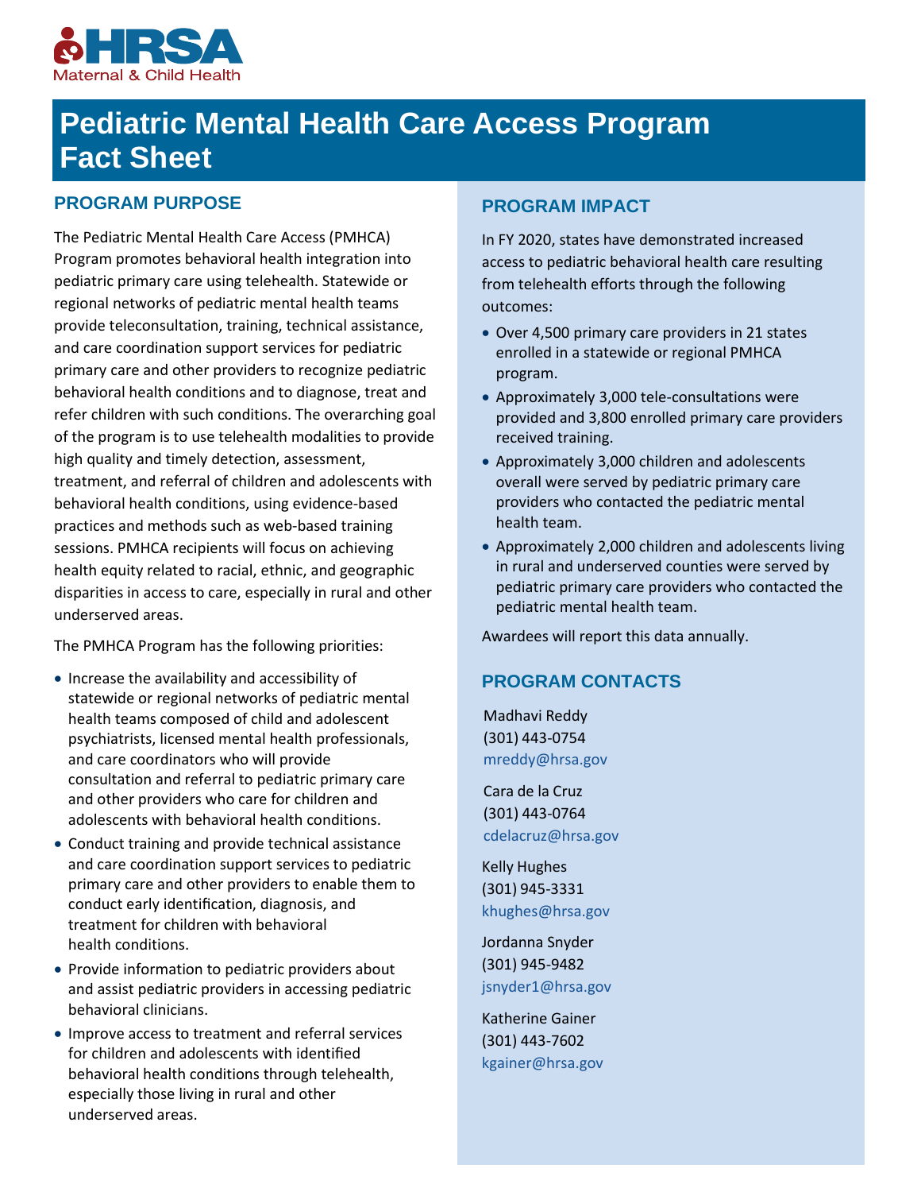HRSA
Maternal & Child Health

# Pediatric Mental Health Care Access Program Fact Sheet

## PROGRAM PURPOSE

The Pediatric Mental Health Care Access (PMHCA) Program promotes behavioral health integration into pediatric primary care using telehealth. Statewide or regional networks of pediatric mental health teams provide teleconsultation, training, technical assistance, and care coordination support services for pediatric primary care and other providers to recognize pediatric behavioral health conditions and to diagnose, treat and refer children with such conditions. The overarching goal of the program is to use telehealth modalities to provide high quality and timely detection, assessment, treatment, and referral of children and adolescents with behavioral health conditions, using evidence-based practices and methods such as web-based training sessions. PMHCA recipients will focus on achieving health equity related to racial, ethnic, and geographic disparities in access to care, especially in rural and other underserved areas.

The PMHCA Program has the following priorities:

- Increase the availability and accessibility of statewide or regional networks of pediatric mental health teams composed of child and adolescent psychiatrists, licensed mental health professionals, and care coordinators who will provide consultation and referral to pediatric primary care and other providers who care for children and adolescents with behavioral health conditions.
- Conduct training and provide technical assistance and care coordination support services to pediatric primary care and other providers to enable them to conduct early identification, diagnosis, and treatment for children with behavioral health conditions.
- Provide information to pediatric providers about and assist pediatric providers in accessing pediatric behavioral clinicians.
- Improve access to treatment and referral services for children and adolescents with identified behavioral health conditions through telehealth, especially those living in rural and other underserved areas.

## PROGRAM IMPACT

In FY 2020, states have demonstrated increased access to pediatric behavioral health care resulting from telehealth efforts through the following outcomes:

- Over 4,500 primary care providers in 21 states enrolled in a statewide or regional PMHCA program.
- Approximately 3,000 tele-consultations were provided and 3,800 enrolled primary care providers received training.
- Approximately 3,000 children and adolescents overall were served by pediatric primary care providers who contacted the pediatric mental health team.
- Approximately 2,000 children and adolescents living in rural and underserved counties were served by pediatric primary care providers who contacted the pediatric mental health team.

Awardees will report this data annually.

## PROGRAM CONTACTS

Madhavi Reddy
(301) 443-0754
mreddy@hrsa.gov

Cara de la Cruz
(301) 443-0764
cdelacruz@hrsa.gov

Kelly Hughes
(301) 945-3331
khughes@hrsa.gov

Jordanna Snyder
(301) 945-9482
jsnyder1@hrsa.gov

Katherine Gainer
(301) 443-7602
kgainer@hrsa.gov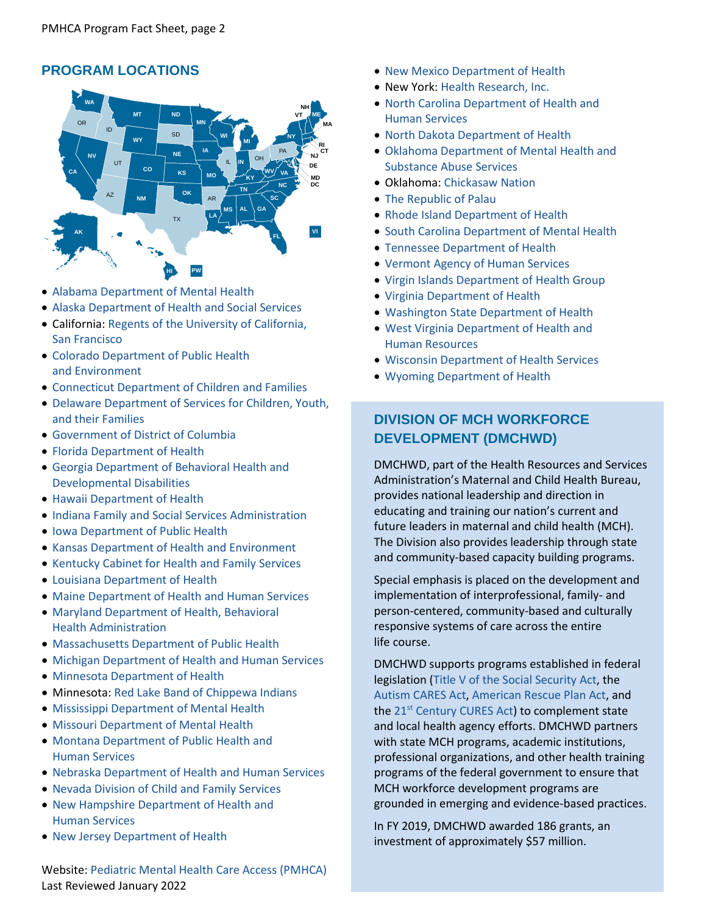## PROGRAM LOCATIONS

- Alabama Department of Mental Health
- Alaska Department of Health and Social Services
- California: Regents of the University of California, San Francisco
- Colorado Department of Public Health and Environment
- Connecticut Department of Children and Families
- Delaware Department of Services for Children, Youth, and their Families
- Government of District of Columbia
- Florida Department of Health
- Georgia Department of Behavioral Health and Developmental Disabilities
- Hawaii Department of Health
- Indiana Family and Social Services Administration
- Iowa Department of Public Health
- Kansas Department of Health and Environment
- Kentucky Cabinet for Health and Family Services
- Louisiana Department of Health
- Maine Department of Health and Human Services
- Maryland Department of Health, Behavioral Health Administration
- Massachusetts Department of Public Health
- Michigan Department of Health and Human Services
- Minnesota Department of Health
- Minnesota: Red Lake Band of Chippewa Indians
- Mississippi Department of Mental Health
- Missouri Department of Mental Health
- Montana Department of Public Health and Human Services
- Nebraska Department of Health and Human Services
- Nevada Division of Child and Family Services
- New Hampshire Department of Health and Human Services
- New Jersey Department of Health
- New Mexico Department of Health
- New York: Health Research, Inc.
- North Carolina Department of Health and Human Services
- North Dakota Department of Health
- Oklahoma Department of Mental Health and Substance Abuse Services
- Oklahoma: Chickasaw Nation
- The Republic of Palau
- Rhode Island Department of Health
- South Carolina Department of Mental Health
- Tennessee Department of Health
- Vermont Agency of Human Services
- Virgin Islands Department of Health Group
- Virginia Department of Health
- Washington State Department of Health
- West Virginia Department of Health and Human Resources
- Wisconsin Department of Health Services
- Wyoming Department of Health

## DIVISION OF MCH WORKFORCE DEVELOPMENT (DMCHWD)

DMCHWD, part of the Health Resources and Services Administration's Maternal and Child Health Bureau, provides national leadership and direction in educating and training our nation's current and future leaders in maternal and child health (MCH). The Division also provides leadership through state and community-based capacity building programs.

Special emphasis is placed on the development and implementation of interprofessional, family- and person-centered, community-based and culturally responsive systems of care across the entire life course.

DMCHWD supports programs established in federal legislation (Title V of the Social Security Act, the Autism CARES Act, American Rescue Plan Act, and the 21st Century CURES Act) to complement state and local health agency efforts. DMCHWD partners with state MCH programs, academic institutions, professional organizations, and other health training programs of the federal government to ensure that MCH workforce development programs are grounded in emerging and evidence-based practices.

In FY 2019, DMCHWD awarded 186 grants, an investment of approximately $57 million.

Website: Pediatric Mental Health Care Access (PMHCA)
Last Reviewed January 2022